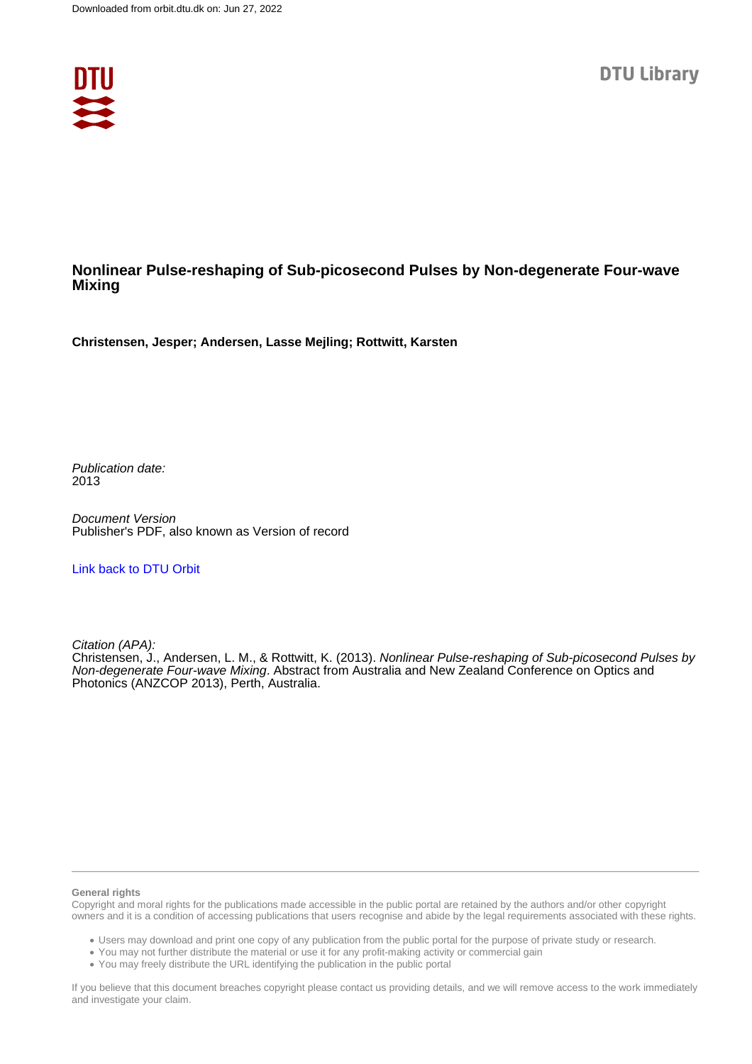Downloaded from orbit.dtu.dk on: Jun 27, 2022

DTU Library

# Nonlinear Pulse-reshaping of Sub-picosecond Pulses by Non-degenerate Four-wave Mixing

**Christensen, Jesper; Andersen, Lasse Mejling; Rottwitt, Karsten**

*Publication date:*
2013

*Document Version*
Publisher's PDF, also known as Version of record

Link back to DTU Orbit

*Citation (APA):*
Christensen, J., Andersen, L. M., & Rottwitt, K. (2013). *Nonlinear Pulse-reshaping of Sub-picosecond Pulses by Non-degenerate Four-wave Mixing*. Abstract from Australia and New Zealand Conference on Optics and Photonics (ANZCOP 2013), Perth, Australia.

**General rights**

Copyright and moral rights for the publications made accessible in the public portal are retained by the authors and/or other copyright owners and it is a condition of accessing publications that users recognise and abide by the legal requirements associated with these rights.

- Users may download and print one copy of any publication from the public portal for the purpose of private study or research.
- You may not further distribute the material or use it for any profit-making activity or commercial gain
- You may freely distribute the URL identifying the publication in the public portal

If you believe that this document breaches copyright please contact us providing details, and we will remove access to the work immediately and investigate your claim.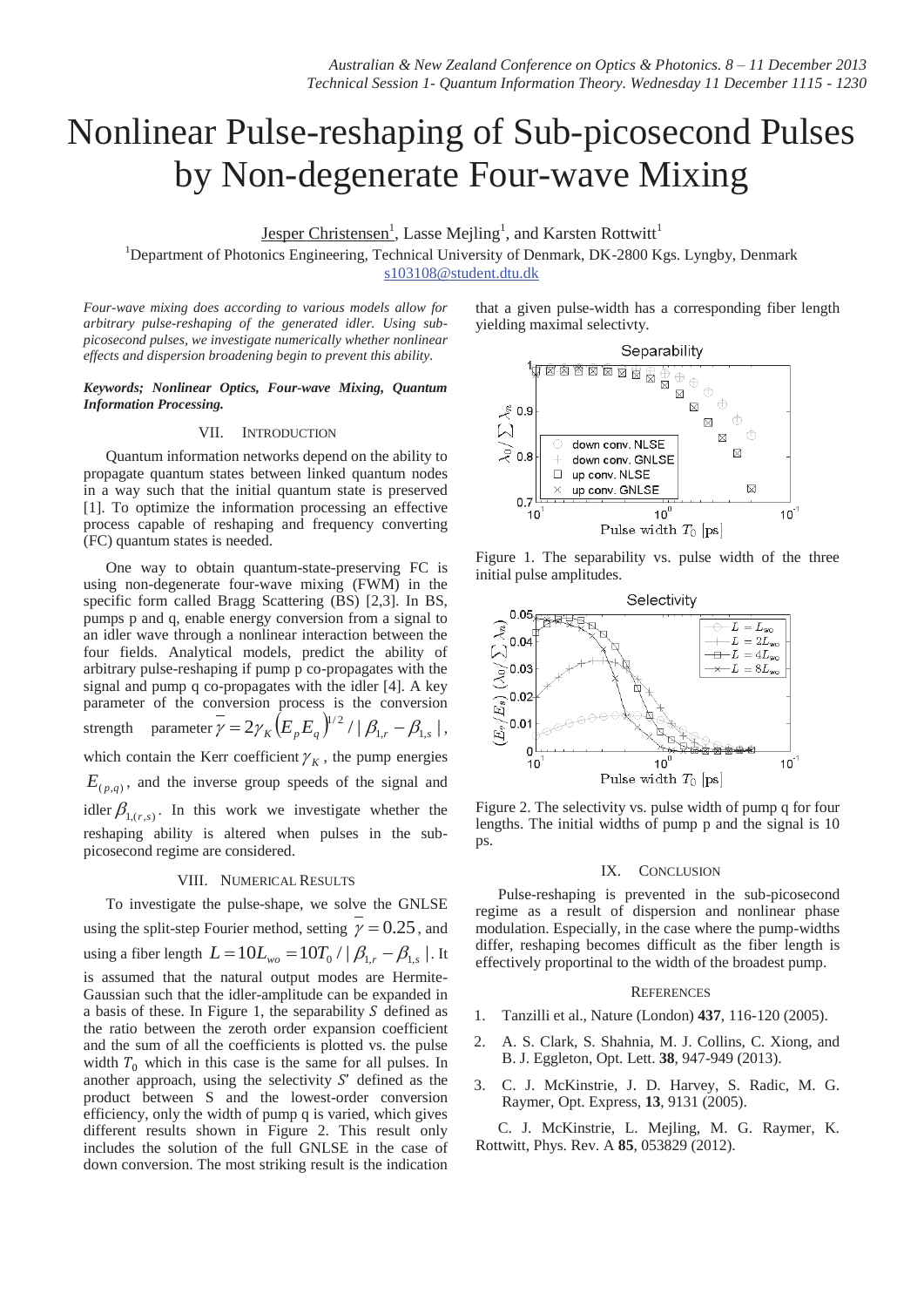*Australian & New Zealand Conference on Optics & Photonics. 8 – 11 December 2013*
*Technical Session 1- Quantum Information Theory. Wednesday 11 December 1115 - 1230*

# Nonlinear Pulse-reshaping of Sub-picosecond Pulses by Non-degenerate Four-wave Mixing

Jesper Christensen[1], Lasse Mejling[1], and Karsten Rottwitt[1]

[1]Department of Photonics Engineering, Technical University of Denmark, DK-2800 Kgs. Lyngby, Denmark
s103108@student.dtu.dk

*Four-wave mixing does according to various models allow for arbitrary pulse-reshaping of the generated idler. Using sub-picosecond pulses, we investigate numerically whether nonlinear effects and dispersion broadening begin to prevent this ability.*

***Keywords; Nonlinear Optics, Four-wave Mixing, Quantum Information Processing.***

## VII. Introduction

Quantum information networks depend on the ability to propagate quantum states between linked quantum nodes in a way such that the initial quantum state is preserved [1]. To optimize the information processing an effective process capable of reshaping and frequency converting (FC) quantum states is needed.

One way to obtain quantum-state-preserving FC is using non-degenerate four-wave mixing (FWM) in the specific form called Bragg Scattering (BS) [2,3]. In BS, pumps p and q, enable energy conversion from a signal to an idler wave through a nonlinear interaction between the four fields. Analytical models, predict the ability of arbitrary pulse-reshaping if pump p co-propagates with the signal and pump q co-propagates with the idler [4]. A key parameter of the conversion process is the conversion strength parameter $\overline{\gamma} = 2\gamma_K \left(E_p E_q\right)^{1/2} / |\beta_{1,r} - \beta_{1,s}|$, which contain the Kerr coefficient $\gamma_K$, the pump energies $E_{(p,q)}$, and the inverse group speeds of the signal and idler $\beta_{1,(r,s)}$. In this work we investigate whether the reshaping ability is altered when pulses in the sub-picosecond regime are considered.

## VIII. Numerical Results

To investigate the pulse-shape, we solve the GNLSE using the split-step Fourier method, setting $\overline{\gamma} = 0.25$, and using a fiber length $L = 10L_{wo} = 10T_0 / |\beta_{1,r} - \beta_{1,s}|$. It is assumed that the natural output modes are Hermite-Gaussian such that the idler-amplitude can be expanded in a basis of these. In Figure 1, the separability $S$ defined as the ratio between the zeroth order expansion coefficient and the sum of all the coefficients is plotted vs. the pulse width $T_0$ which in this case is the same for all pulses. In another approach, using the selectivity $S'$ defined as the product between S and the lowest-order conversion efficiency, only the width of pump q is varied, which gives different results shown in Figure 2. This result only includes the solution of the full GNLSE in the case of down conversion. The most striking result is the indication that a given pulse-width has a corresponding fiber length yielding maximal selectivty.

Separability

$\lambda_0 / \sum \lambda_n$

1
0.9
0.8
0.7

down conv. NLSE
down conv. GNLSE
up conv. NLSE
up conv. GNLSE

$10^1$
$10^0$
$10^{-1}$

Pulse width $T_0$ [ps]

Figure 1. The separability vs. pulse width of the three initial pulse amplitudes.

Selectivity

$(E_r/E_s)\,(\lambda_0/\sum \lambda_n)$

0.05
0.04
0.03
0.02
0.01
0

$L = L_{wo}$
$L = 2L_{wo}$
$L = 4L_{wo}$
$L = 8L_{wo}$

$10^1$
$10^0$
$10^{-1}$

Pulse width $T_0$ [ps]

Figure 2. The selectivity vs. pulse width of pump q for four lengths. The initial widths of pump p and the signal is 10 ps.

## IX. Conclusion

Pulse-reshaping is prevented in the sub-picosecond regime as a result of dispersion and nonlinear phase modulation. Especially, in the case where the pump-widths differ, reshaping becomes difficult as the fiber length is effectively proportional to the width of the broadest pump.

## References

1. Tanzilli et al., Nature (London) **437**, 116-120 (2005).
2. A. S. Clark, S. Shahnia, M. J. Collins, C. Xiong, and B. J. Eggleton, Opt. Lett. **38**, 947-949 (2013).
3. C. J. McKinstrie, J. D. Harvey, S. Radic, M. G. Raymer, Opt. Express, **13**, 9131 (2005).

C. J. McKinstrie, L. Mejling, M. G. Raymer, K. Rottwitt, Phys. Rev. A **85**, 053829 (2012).